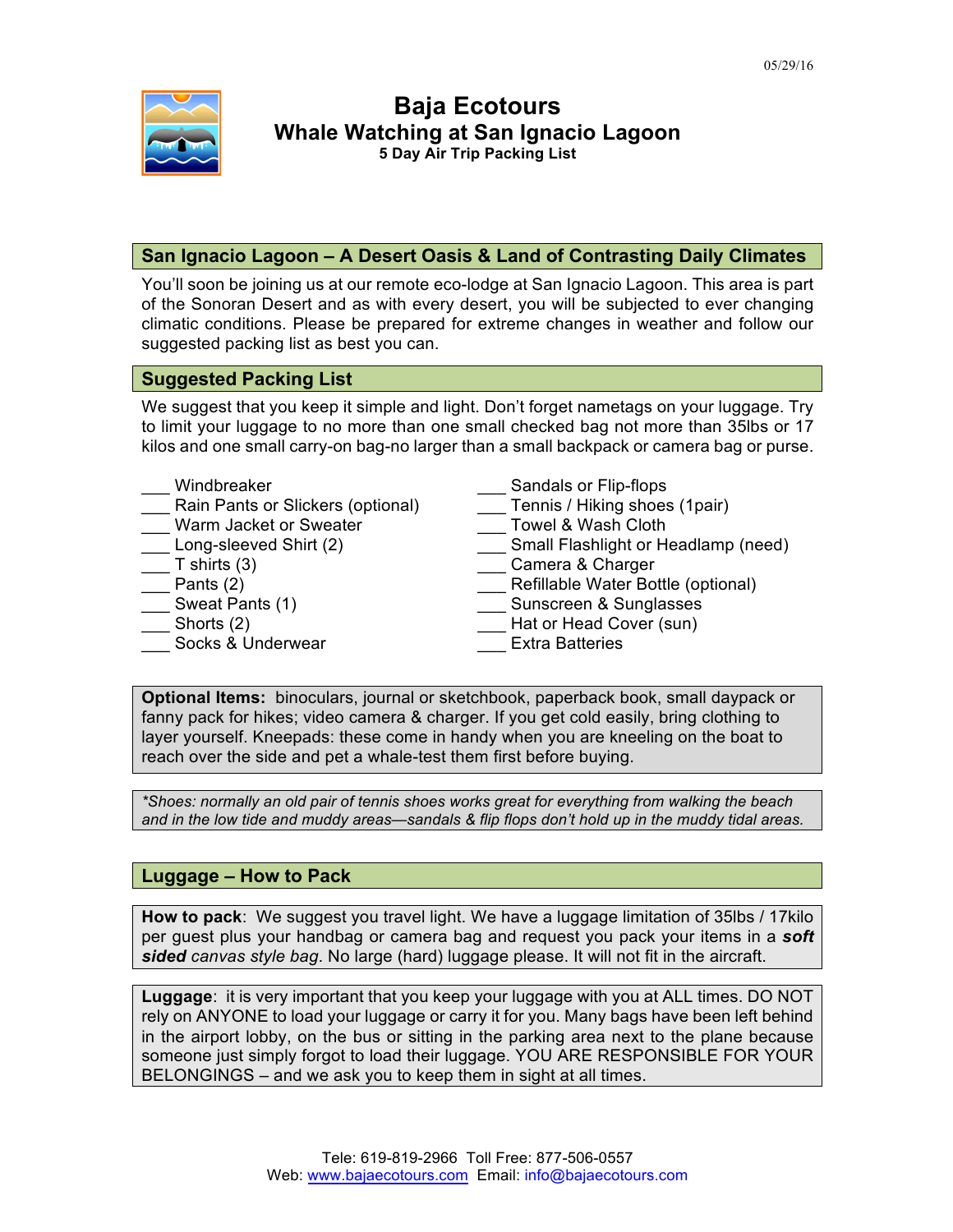05/29/16

# Baja Ecotours

## Whale Watching at San Ignacio Lagoon

### 5 Day Air Trip Packing List

## San Ignacio Lagoon – A Desert Oasis & Land of Contrasting Daily Climates

You'll soon be joining us at our remote eco-lodge at San Ignacio Lagoon. This area is part of the Sonoran Desert and as with every desert, you will be subjected to ever changing climatic conditions. Please be prepared for extreme changes in weather and follow our suggested packing list as best you can.

## Suggested Packing List

We suggest that you keep it simple and light. Don't forget nametags on your luggage. Try to limit your luggage to no more than one small checked bag not more than 35lbs or 17 kilos and one small carry-on bag-no larger than a small backpack or camera bag or purse.

- ___ Windbreaker
- ___ Rain Pants or Slickers (optional)
- ___ Warm Jacket or Sweater
- ___ Long-sleeved Shirt (2)
- ___ T shirts (3)
- ___ Pants (2)
- ___ Sweat Pants (1)
- ___ Shorts (2)
- ___ Socks & Underwear
- ___ Sandals or Flip-flops
- ___ Tennis / Hiking shoes (1pair)
- ___ Towel & Wash Cloth
- ___ Small Flashlight or Headlamp (need)
- ___ Camera & Charger
- ___ Refillable Water Bottle (optional)
- ___ Sunscreen & Sunglasses
- ___ Hat or Head Cover (sun)
- ___ Extra Batteries

**Optional Items:** binoculars, journal or sketchbook, paperback book, small daypack or fanny pack for hikes; video camera & charger. If you get cold easily, bring clothing to layer yourself. Kneepads: these come in handy when you are kneeling on the boat to reach over the side and pet a whale-test them first before buying.

*\*Shoes: normally an old pair of tennis shoes works great for everything from walking the beach and in the low tide and muddy areas—sandals & flip flops don't hold up in the muddy tidal areas.*

## Luggage – How to Pack

**How to pack**: We suggest you travel light. We have a luggage limitation of 35lbs / 17kilo per guest plus your handbag or camera bag and request you pack your items in a ***soft sided*** *canvas style bag*. No large (hard) luggage please. It will not fit in the aircraft.

**Luggage**: it is very important that you keep your luggage with you at ALL times. DO NOT rely on ANYONE to load your luggage or carry it for you. Many bags have been left behind in the airport lobby, on the bus or sitting in the parking area next to the plane because someone just simply forgot to load their luggage. YOU ARE RESPONSIBLE FOR YOUR BELONGINGS – and we ask you to keep them in sight at all times.

Tele: 619-819-2966 Toll Free: 877-506-0557
Web: www.bajaecotours.com Email: info@bajaecotours.com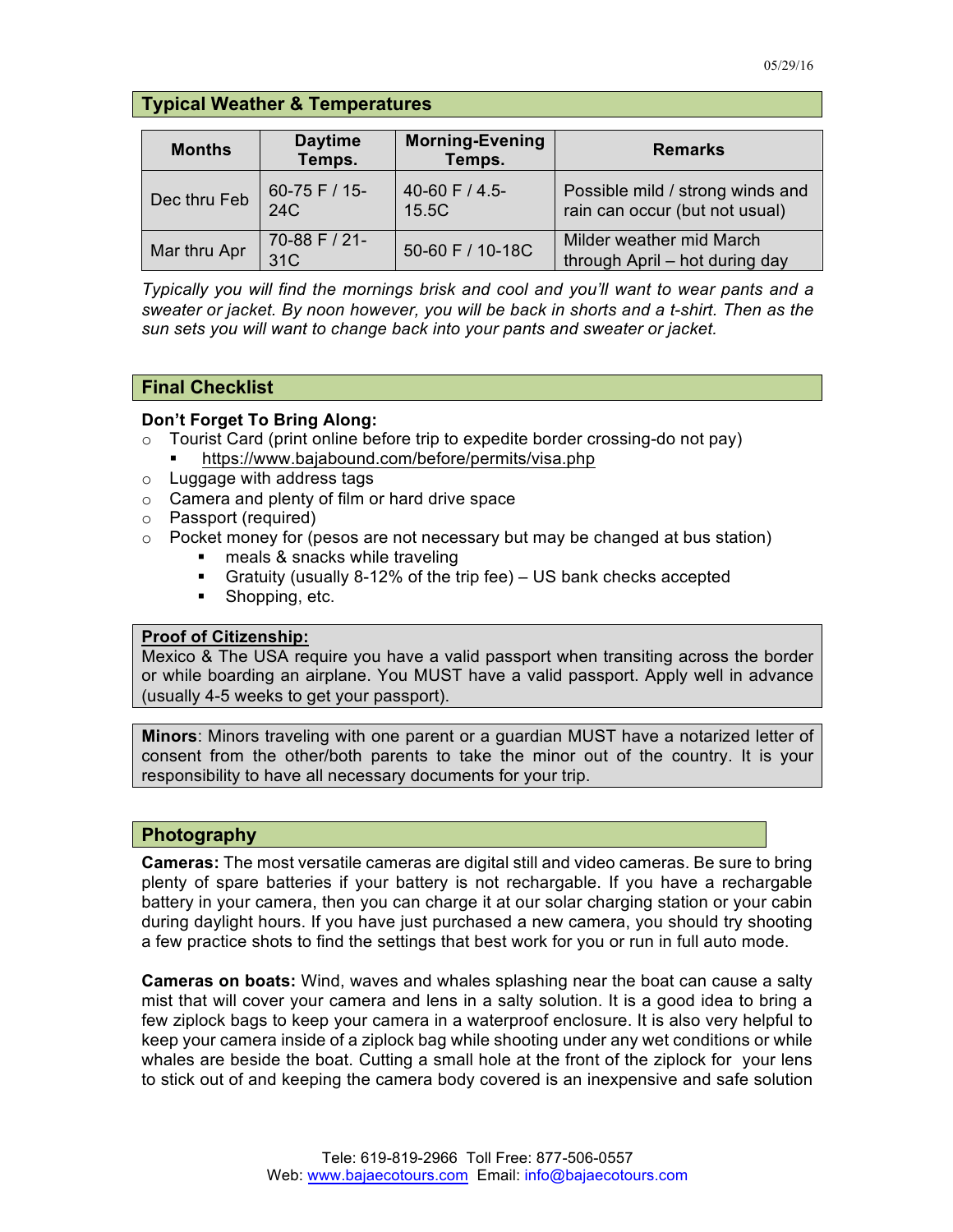## Typical Weather & Temperatures

| Months | Daytime Temps. | Morning-Evening Temps. | Remarks |
|---|---|---|---|
| Dec thru Feb | 60-75 F / 15-24C | 40-60 F / 4.5-15.5C | Possible mild / strong winds and rain can occur (but not usual) |
| Mar thru Apr | 70-88 F / 21-31C | 50-60 F / 10-18C | Milder weather mid March through April – hot during day |

*Typically you will find the mornings brisk and cool and you'll want to wear pants and a sweater or jacket. By noon however, you will be back in shorts and a t-shirt. Then as the sun sets you will want to change back into your pants and sweater or jacket.*

## Final Checklist

**Don't Forget To Bring Along:**

- Tourist Card (print online before trip to expedite border crossing-do not pay)
  - https://www.bajabound.com/before/permits/visa.php
- Luggage with address tags
- Camera and plenty of film or hard drive space
- Passport (required)
- Pocket money for (pesos are not necessary but may be changed at bus station)
  - meals & snacks while traveling
  - Gratuity (usually 8-12% of the trip fee) – US bank checks accepted
  - Shopping, etc.

**Proof of Citizenship:**
Mexico & The USA require you have a valid passport when transiting across the border or while boarding an airplane. You MUST have a valid passport. Apply well in advance (usually 4-5 weeks to get your passport).

**Minors**: Minors traveling with one parent or a guardian MUST have a notarized letter of consent from the other/both parents to take the minor out of the country. It is your responsibility to have all necessary documents for your trip.

## Photography

**Cameras:** The most versatile cameras are digital still and video cameras. Be sure to bring plenty of spare batteries if your battery is not rechargable. If you have a rechargable battery in your camera, then you can charge it at our solar charging station or your cabin during daylight hours. If you have just purchased a new camera, you should try shooting a few practice shots to find the settings that best work for you or run in full auto mode.

**Cameras on boats:** Wind, waves and whales splashing near the boat can cause a salty mist that will cover your camera and lens in a salty solution. It is a good idea to bring a few ziplock bags to keep your camera in a waterproof enclosure. It is also very helpful to keep your camera inside of a ziplock bag while shooting under any wet conditions or while whales are beside the boat. Cutting a small hole at the front of the ziplock for your lens to stick out of and keeping the camera body covered is an inexpensive and safe solution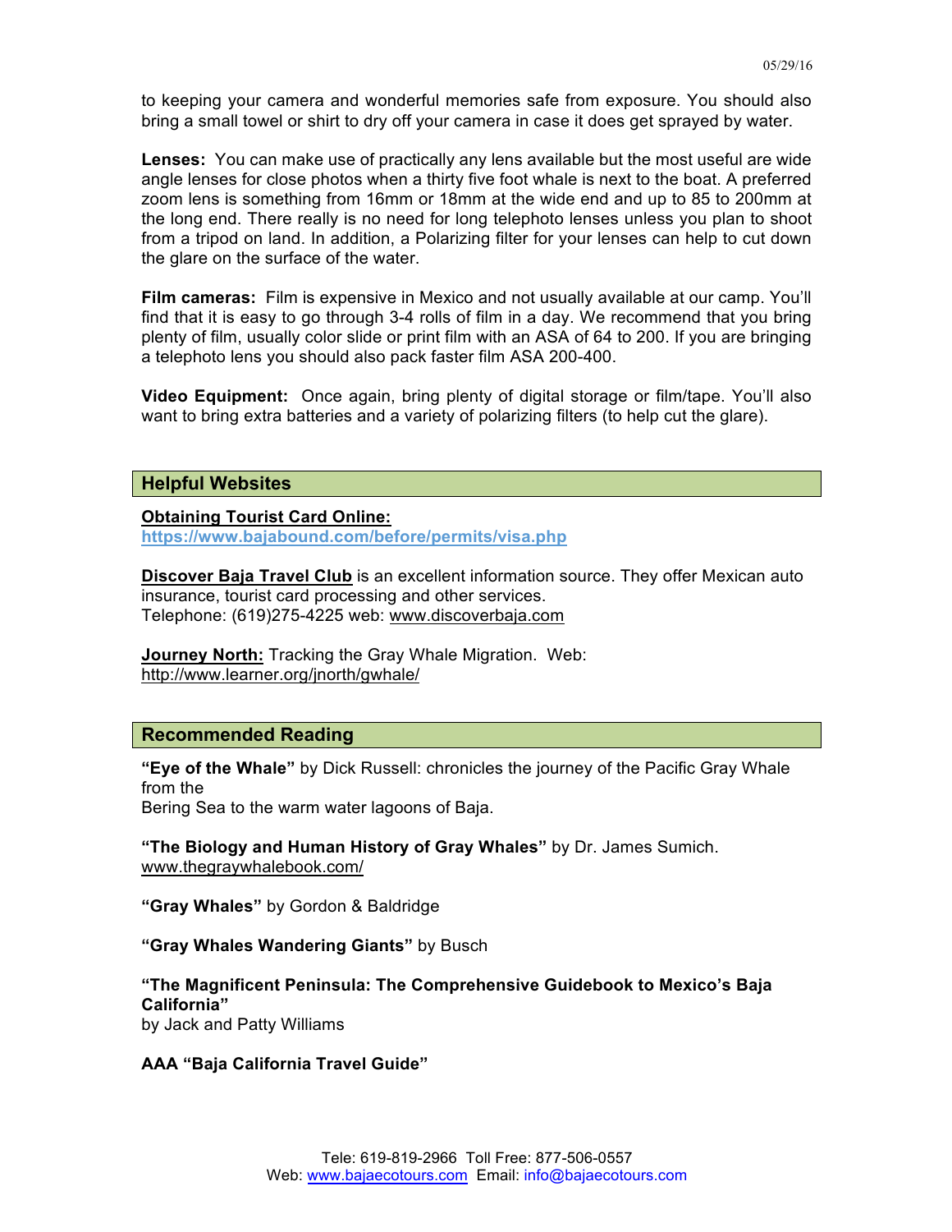to keeping your camera and wonderful memories safe from exposure. You should also bring a small towel or shirt to dry off your camera in case it does get sprayed by water.

**Lenses:** You can make use of practically any lens available but the most useful are wide angle lenses for close photos when a thirty five foot whale is next to the boat. A preferred zoom lens is something from 16mm or 18mm at the wide end and up to 85 to 200mm at the long end. There really is no need for long telephoto lenses unless you plan to shoot from a tripod on land. In addition, a Polarizing filter for your lenses can help to cut down the glare on the surface of the water.

**Film cameras:** Film is expensive in Mexico and not usually available at our camp. You'll find that it is easy to go through 3-4 rolls of film in a day. We recommend that you bring plenty of film, usually color slide or print film with an ASA of 64 to 200. If you are bringing a telephoto lens you should also pack faster film ASA 200-400.

**Video Equipment:** Once again, bring plenty of digital storage or film/tape. You'll also want to bring extra batteries and a variety of polarizing filters (to help cut the glare).

## Helpful Websites

**Obtaining Tourist Card Online:**
**https://www.bajabound.com/before/permits/visa.php**

**Discover Baja Travel Club** is an excellent information source. They offer Mexican auto insurance, tourist card processing and other services.
Telephone: (619)275-4225 web: www.discoverbaja.com

**Journey North:** Tracking the Gray Whale Migration. Web:
http://www.learner.org/jnorth/gwhale/

## Recommended Reading

**"Eye of the Whale"** by Dick Russell: chronicles the journey of the Pacific Gray Whale from the
Bering Sea to the warm water lagoons of Baja.

**"The Biology and Human History of Gray Whales"** by Dr. James Sumich.
www.thegraywhalebook.com/

**"Gray Whales"** by Gordon & Baldridge

**"Gray Whales Wandering Giants"** by Busch

**"The Magnificent Peninsula: The Comprehensive Guidebook to Mexico's Baja California"**
by Jack and Patty Williams

**AAA "Baja California Travel Guide"**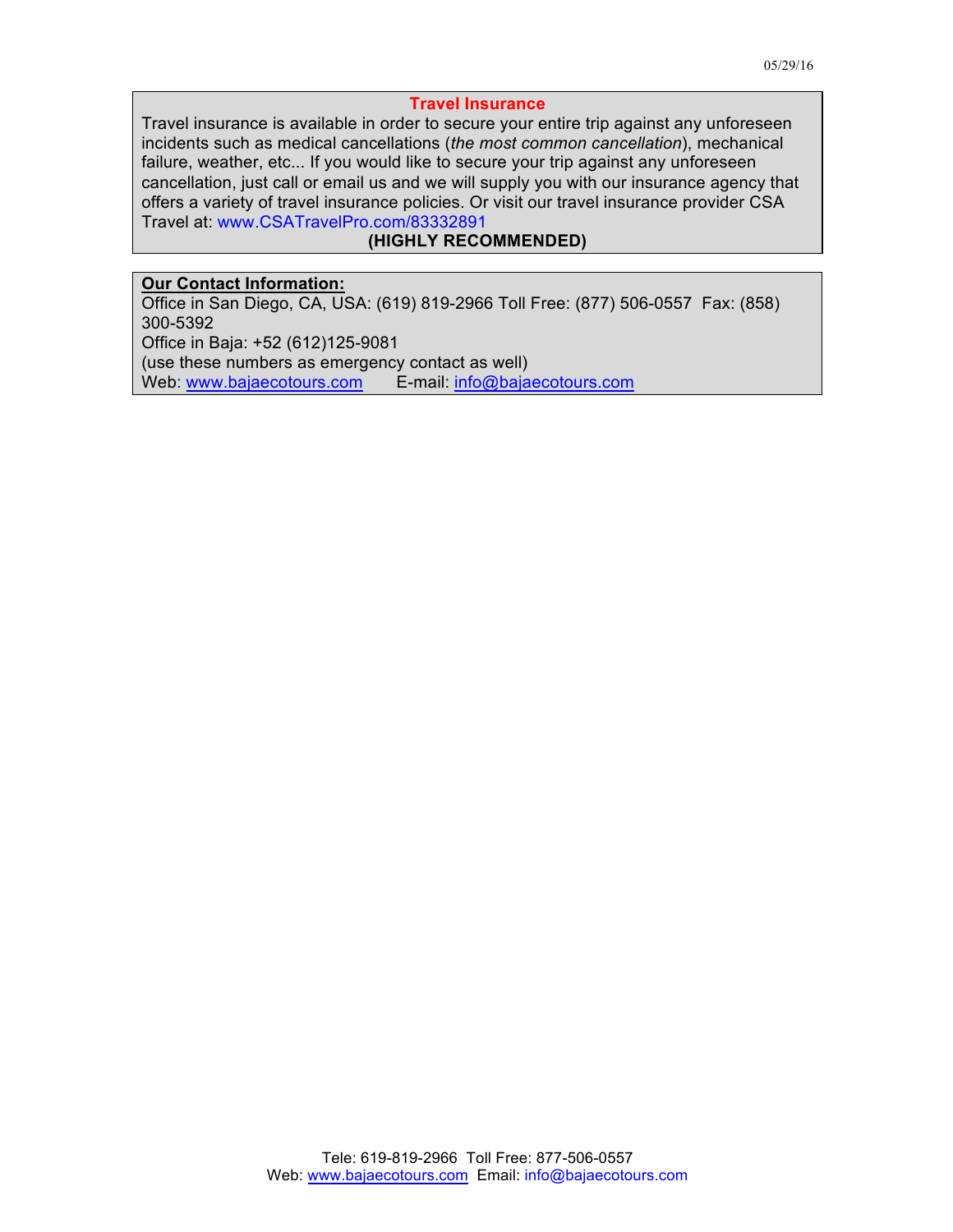## Travel Insurance

Travel insurance is available in order to secure your entire trip against any unforeseen incidents such as medical cancellations (*the most common cancellation*), mechanical failure, weather, etc... If you would like to secure your trip against any unforeseen cancellation, just call or email us and we will supply you with our insurance agency that offers a variety of travel insurance policies. Or visit our travel insurance provider CSA Travel at: www.CSATravelPro.com/83332891

**(HIGHLY RECOMMENDED)**

**Our Contact Information:**

Office in San Diego, CA, USA: (619) 819-2966 Toll Free: (877) 506-0557 Fax: (858) 300-5392

Office in Baja: +52 (612)125-9081

(use these numbers as emergency contact as well)

Web: www.bajaecotours.com E-mail: info@bajaecotours.com